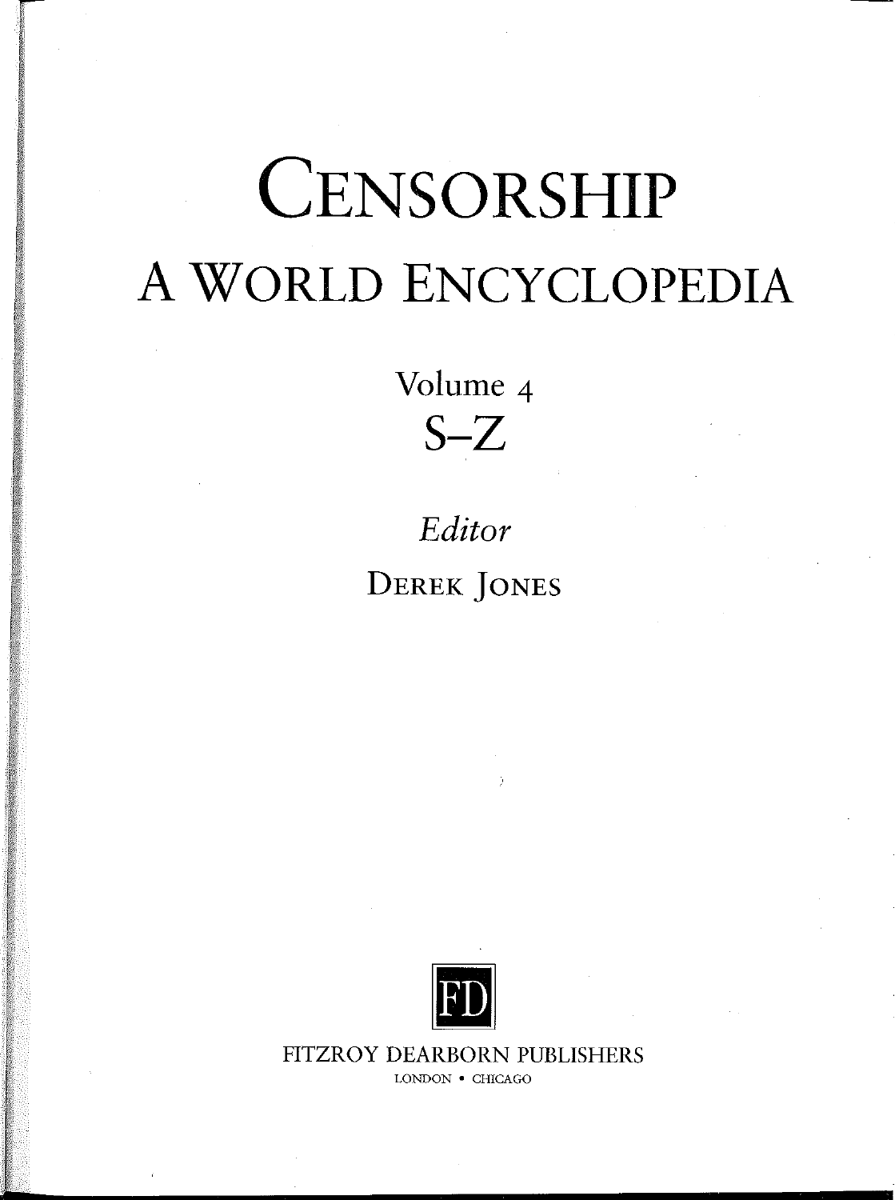# CENSORSHIP

## A WORLD ENCYCLOPEDIA

Volume 4

S–Z

*Editor*

DEREK JONES

FD

FITZROY DEARBORN PUBLISHERS

LONDON • CHICAGO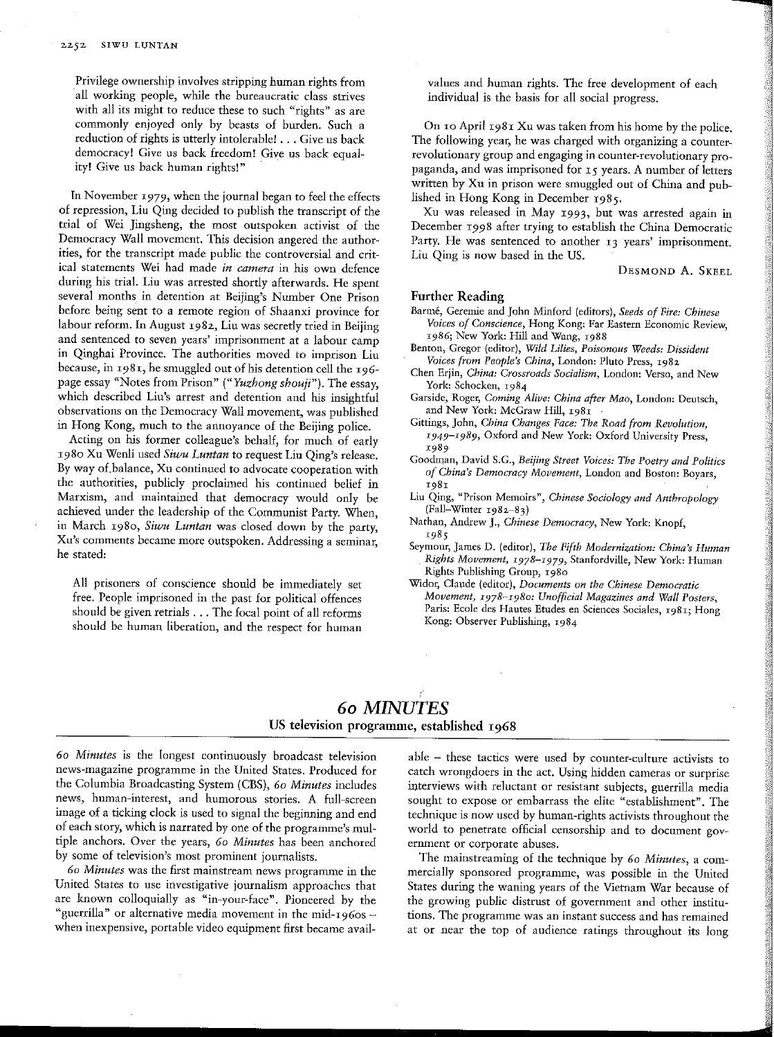Privilege ownership involves stripping human rights from all working people, while the bureaucratic class strives with all its might to reduce these to such "rights" as are commonly enjoyed only by beasts of burden. Such a reduction of rights is utterly intolerable! ... Give us back democracy! Give us back freedom! Give us back equality! Give us back human rights!"

In November 1979, when the journal began to feel the effects of repression, Liu Qing decided to publish the transcript of the trial of Wei Jingsheng, the most outspoken activist of the Democracy Wall movement. This decision angered the authorities, for the transcript made public the controversial and critical statements Wei had made *in camera* in his own defence during his trial. Liu was arrested shortly afterwards. He spent several months in detention at Beijing's Number One Prison before being sent to a remote region of Shaanxi province for labour reform. In August 1982, Liu was secretly tried in Beijing and sentenced to seven years' imprisonment at a labour camp in Qinghai Province. The authorities moved to imprison Liu because, in 1981, he smuggled out of his detention cell the 196-page essay "Notes from Prison" ("*Yuzhong shouji*"). The essay, which described Liu's arrest and detention and his insightful observations on the Democracy Wall movement, was published in Hong Kong, much to the annoyance of the Beijing police.

Acting on his former colleague's behalf, for much of early 1980 Xu Wenli used *Siwu Luntan* to request Liu Qing's release. By way of balance, Xu continued to advocate cooperation with the authorities, publicly proclaimed his continued belief in Marxism, and maintained that democracy would only be achieved under the leadership of the Communist Party. When, in March 1980, *Siwu Luntan* was closed down by the party, Xu's comments became more outspoken. Addressing a seminar, he stated:

> All prisoners of conscience should be immediately set free. People imprisoned in the past for political offences should be given retrials ... The focal point of all reforms should be human liberation, and the respect for human values and human rights. The free development of each individual is the basis for all social progress.

On 10 April 1981 Xu was taken from his home by the police. The following year, he was charged with organizing a counter-revolutionary group and engaging in counter-revolutionary propaganda, and was imprisoned for 15 years. A number of letters written by Xu in prison were smuggled out of China and published in Hong Kong in December 1985.

Xu was released in May 1993, but was arrested again in December 1998 after trying to establish the China Democratic Party. He was sentenced to another 13 years' imprisonment. Liu Qing is now based in the US.

DESMOND A. SKEEL

### Further Reading

- Barmé, Geremie and John Minford (editors), *Seeds of Fire: Chinese Voices of Conscience*, Hong Kong: Far Eastern Economic Review, 1986; New York: Hill and Wang, 1988
- Benton, Gregor (editor), *Wild Lilies, Poisonous Weeds: Dissident Voices from People's China*, London: Pluto Press, 1982
- Chen Erjin, *China: Crossroads Socialism*, London: Verso, and New York: Schocken, 1984
- Garside, Roger, *Coming Alive: China after Mao*, London: Deutsch, and New York: McGraw Hill, 1981
- Gittings, John, *China Changes Face: The Road from Revolution, 1949–1989*, Oxford and New York: Oxford University Press, 1989
- Goodman, David S.G., *Beijing Street Voices: The Poetry and Politics of China's Democracy Movement*, London and Boston: Boyars, 1981
- Liu Qing, "Prison Memoirs", *Chinese Sociology and Anthropology* (Fall–Winter 1982–83)
- Nathan, Andrew J., *Chinese Democracy*, New York: Knopf, 1985
- Seymour, James D. (editor), *The Fifth Modernization: China's Human Rights Movement, 1978–1979*, Stanfordville, New York: Human Rights Publishing Group, 1980
- Widor, Claude (editor), *Documents on the Chinese Democratic Movement, 1978–1980: Unofficial Magazines and Wall Posters*, Paris: Ecole des Hautes Etudes en Sciences Sociales, 1981; Hong Kong: Observer Publishing, 1984

## *60 MINUTES*

### US television programme, established 1968

*60 Minutes* is the longest continuously broadcast television news-magazine programme in the United States. Produced for the Columbia Broadcasting System (CBS), *60 Minutes* includes news, human-interest, and humorous stories. A full-screen image of a ticking clock is used to signal the beginning and end of each story, which is narrated by one of the programme's multiple anchors. Over the years, *60 Minutes* has been anchored by some of television's most prominent journalists.

*60 Minutes* was the first mainstream news programme in the United States to use investigative journalism approaches that are known colloquially as "in-your-face". Pioneered by the "guerrilla" or alternative media movement in the mid-1960s – when inexpensive, portable video equipment first became available – these tactics were used by counter-culture activists to catch wrongdoers in the act. Using hidden cameras or surprise interviews with reluctant or resistant subjects, guerrilla media sought to expose or embarrass the elite "establishment". The technique is now used by human-rights activists throughout the world to penetrate official censorship and to document government or corporate abuses.

The mainstreaming of the technique by *60 Minutes*, a commercially sponsored programme, was possible in the United States during the waning years of the Vietnam War because of the growing public distrust of government and other institutions. The programme was an instant success and has remained at or near the top of audience ratings throughout its long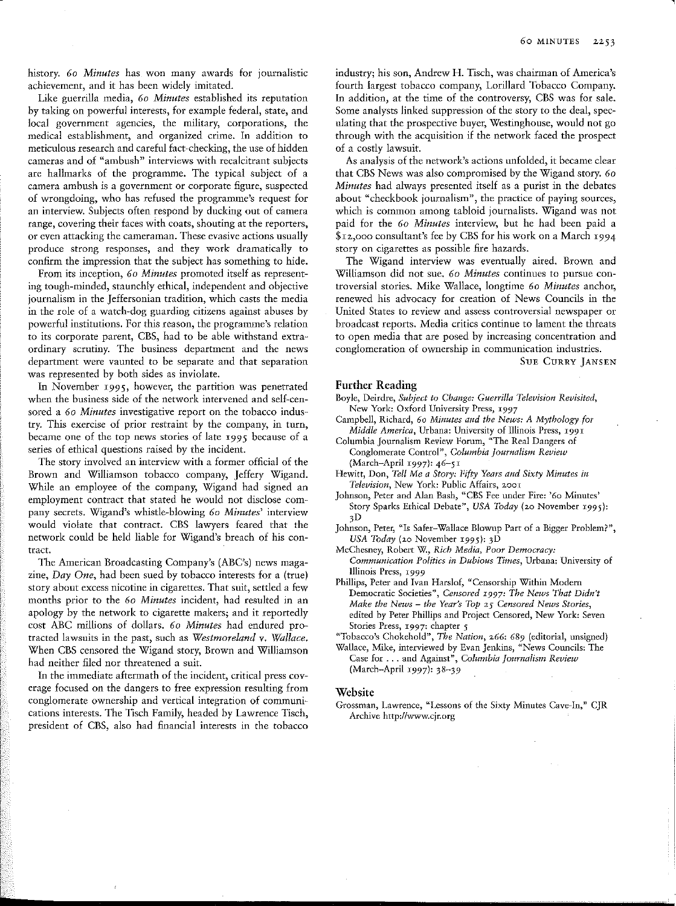history. *60 Minutes* has won many awards for journalistic achievement, and it has been widely imitated.

Like guerrilla media, *60 Minutes* established its reputation by taking on powerful interests, for example federal, state, and local government agencies, the military, corporations, the medical establishment, and organized crime. In addition to meticulous research and careful fact-checking, the use of hidden cameras and of "ambush" interviews with recalcitrant subjects are hallmarks of the programme. The typical subject of a camera ambush is a government or corporate figure, suspected of wrongdoing, who has refused the programme's request for an interview. Subjects often respond by ducking out of camera range, covering their faces with coats, shouting at the reporters, or even attacking the cameraman. These evasive actions usually produce strong responses, and they work dramatically to confirm the impression that the subject has something to hide.

From its inception, *60 Minutes* promoted itself as representing tough-minded, staunchly ethical, independent and objective journalism in the Jeffersonian tradition, which casts the media in the role of a watch-dog guarding citizens against abuses by powerful institutions. For this reason, the programme's relation to its corporate parent, CBS, had to be able withstand extraordinary scrutiny. The business department and the news department were vaunted to be separate and that separation was represented by both sides as inviolate.

In November 1995, however, the partition was penetrated when the business side of the network intervened and self-censored a *60 Minutes* investigative report on the tobacco industry. This exercise of prior restraint by the company, in turn, became one of the top news stories of late 1995 because of a series of ethical questions raised by the incident.

The story involved an interview with a former official of the Brown and Williamson tobacco company, Jeffery Wigand. While an employee of the company, Wigand had signed an employment contract that stated he would not disclose company secrets. Wigand's whistle-blowing *60 Minutes'* interview would violate that contract. CBS lawyers feared that the network could be held liable for Wigand's breach of his contract.

The American Broadcasting Company's (ABC's) news magazine, *Day One*, had been sued by tobacco interests for a (true) story about excess nicotine in cigarettes. That suit, settled a few months prior to the *60 Minutes* incident, had resulted in an apology by the network to cigarette makers; and it reportedly cost ABC millions of dollars. *60 Minutes* had endured protracted lawsuits in the past, such as *Westmoreland v. Wallace*. When CBS censored the Wigand story, Brown and Williamson had neither filed nor threatened a suit.

In the immediate aftermath of the incident, critical press coverage focused on the dangers to free expression resulting from conglomerate ownership and vertical integration of communications interests. The Tisch Family, headed by Lawrence Tisch, president of CBS, also had financial interests in the tobacco industry; his son, Andrew H. Tisch, was chairman of America's fourth largest tobacco company, Lorillard Tobacco Company. In addition, at the time of the controversy, CBS was for sale. Some analysts linked suppression of the story to the deal, speculating that the prospective buyer, Westinghouse, would not go through with the acquisition if the network faced the prospect of a costly lawsuit.

As analysis of the network's actions unfolded, it became clear that CBS News was also compromised by the Wigand story. *60 Minutes* had always presented itself as a purist in the debates about "checkbook journalism", the practice of paying sources, which is common among tabloid journalists. Wigand was not paid for the *60 Minutes* interview, but he had been paid a $12,000 consultant's fee by CBS for his work on a March 1994 story on cigarettes as possible fire hazards.

The Wigand interview was eventually aired. Brown and Williamson did not sue. *60 Minutes* continues to pursue controversial stories. Mike Wallace, longtime *60 Minutes* anchor, renewed his advocacy for creation of News Councils in the United States to review and assess controversial newspaper or broadcast reports. Media critics continue to lament the threats to open media that are posed by increasing concentration and conglomeration of ownership in communication industries.

SUE CURRY JANSEN

## Further Reading

Boyle, Deirdre, *Subject to Change: Guerrilla Television Revisited*, New York: Oxford University Press, 1997

Campbell, Richard, *60 Minutes and the News: A Mythology for Middle America*, Urbana: University of Illinois Press, 1991

Columbia Journalism Review Forum, "The Real Dangers of Conglomerate Control", *Columbia Journalism Review* (March–April 1997): 46–51

Hewitt, Don, *Tell Me a Story: Fifty Years and Sixty Minutes in Television*, New York: Public Affairs, 2001

Johnson, Peter and Alan Bash, "CBS Fee under Fire: '60 Minutes' Story Sparks Ethical Debate", *USA Today* (20 November 1995): 3D

Johnson, Peter, "Is Safer–Wallace Blowup Part of a Bigger Problem?", *USA Today* (20 November 1995): 3D

McChesney, Robert W., *Rich Media, Poor Democracy: Communication Politics in Dubious Times*, Urbana: University of Illinois Press, 1999

Phillips, Peter and Ivan Harslof, "Censorship Within Modern Democratic Societies", *Censored 1997: The News That Didn't Make the News – the Year's Top 25 Censored News Stories*, edited by Peter Phillips and Project Censored, New York: Seven Stories Press, 1997: chapter 5

"Tobacco's Chokehold", *The Nation*, 266: 689 (editorial, unsigned)

Wallace, Mike, interviewed by Evan Jenkins, "News Councils: The Case for ... and Against", *Columbia Journalism Review* (March–April 1997): 38–39

## Website

Grossman, Lawrence, "Lessons of the Sixty Minutes Cave-In," CJR Archive http://www.cjr.org